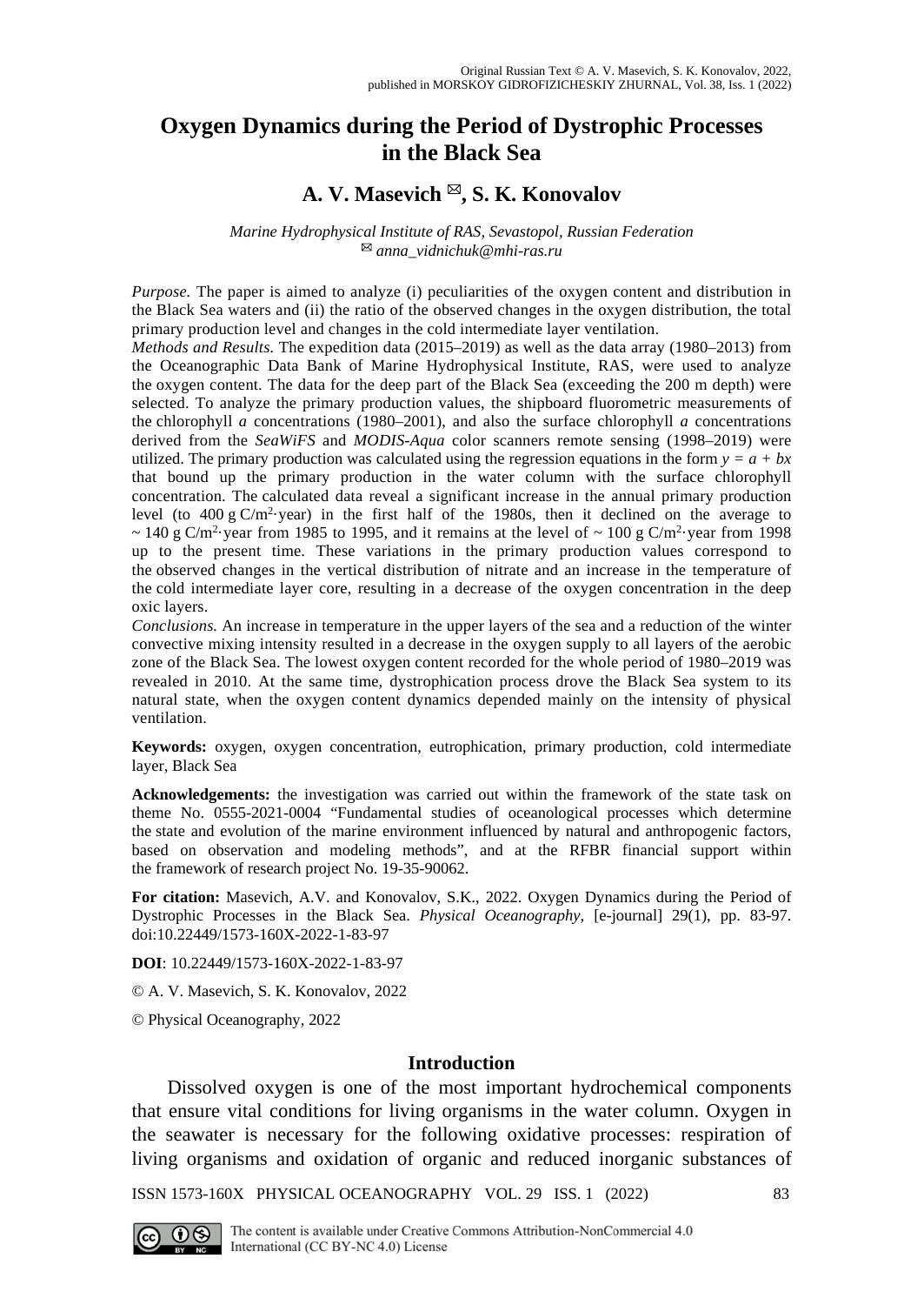Original Russian Text © A. V. Masevich, S. K. Konovalov, 2022, published in MORSKOY GIDROFIZICHESKIY ZHURNAL, Vol. 38, Iss. 1 (2022)

# Oxygen Dynamics during the Period of Dystrophic Processes in the Black Sea

## A. V. Masevich ✉, S. K. Konovalov

*Marine Hydrophysical Institute of RAS, Sevastopol, Russian Federation*
✉ *anna_vidnichuk@mhi-ras.ru*

*Purpose.* The paper is aimed to analyze (i) peculiarities of the oxygen content and distribution in the Black Sea waters and (ii) the ratio of the observed changes in the oxygen distribution, the total primary production level and changes in the cold intermediate layer ventilation.

*Methods and Results.* The expedition data (2015–2019) as well as the data array (1980–2013) from the Oceanographic Data Bank of Marine Hydrophysical Institute, RAS, were used to analyze the oxygen content. The data for the deep part of the Black Sea (exceeding the 200 m depth) were selected. To analyze the primary production values, the shipboard fluorometric measurements of the chlorophyll *a* concentrations (1980–2001), and also the surface chlorophyll *a* concentrations derived from the *SeaWiFS* and *MODIS-Aqua* color scanners remote sensing (1998–2019) were utilized. The primary production was calculated using the regression equations in the form $y = a + bx$ that bound up the primary production in the water column with the surface chlorophyll concentration. The calculated data reveal a significant increase in the annual primary production level (to 400 g C/m$^2$·year) in the first half of the 1980s, then it declined on the average to ~ 140 g C/m$^2$·year from 1985 to 1995, and it remains at the level of ~ 100 g C/m$^2$·year from 1998 up to the present time. These variations in the primary production values correspond to the observed changes in the vertical distribution of nitrate and an increase in the temperature of the cold intermediate layer core, resulting in a decrease of the oxygen concentration in the deep oxic layers.

*Conclusions.* An increase in temperature in the upper layers of the sea and a reduction of the winter convective mixing intensity resulted in a decrease in the oxygen supply to all layers of the aerobic zone of the Black Sea. The lowest oxygen content recorded for the whole period of 1980–2019 was revealed in 2010. At the same time, dystrophication process drove the Black Sea system to its natural state, when the oxygen content dynamics depended mainly on the intensity of physical ventilation.

**Keywords:** oxygen, oxygen concentration, eutrophication, primary production, cold intermediate layer, Black Sea

**Acknowledgements:** the investigation was carried out within the framework of the state task on theme No. 0555-2021-0004 "Fundamental studies of oceanological processes which determine the state and evolution of the marine environment influenced by natural and anthropogenic factors, based on observation and modeling methods", and at the RFBR financial support within the framework of research project No. 19-35-90062.

**For citation:** Masevich, A.V. and Konovalov, S.K., 2022. Oxygen Dynamics during the Period of Dystrophic Processes in the Black Sea. *Physical Oceanography*, [e-journal] 29(1), pp. 83-97. doi:10.22449/1573-160X-2022-1-83-97

**DOI**: 10.22449/1573-160X-2022-1-83-97

© A. V. Masevich, S. K. Konovalov, 2022

© Physical Oceanography, 2022

## Introduction

Dissolved oxygen is one of the most important hydrochemical components that ensure vital conditions for living organisms in the water column. Oxygen in the seawater is necessary for the following oxidative processes: respiration of living organisms and oxidation of organic and reduced inorganic substances of

The content is available under Creative Commons Attribution-NonCommercial 4.0 International (CC BY-NC 4.0) License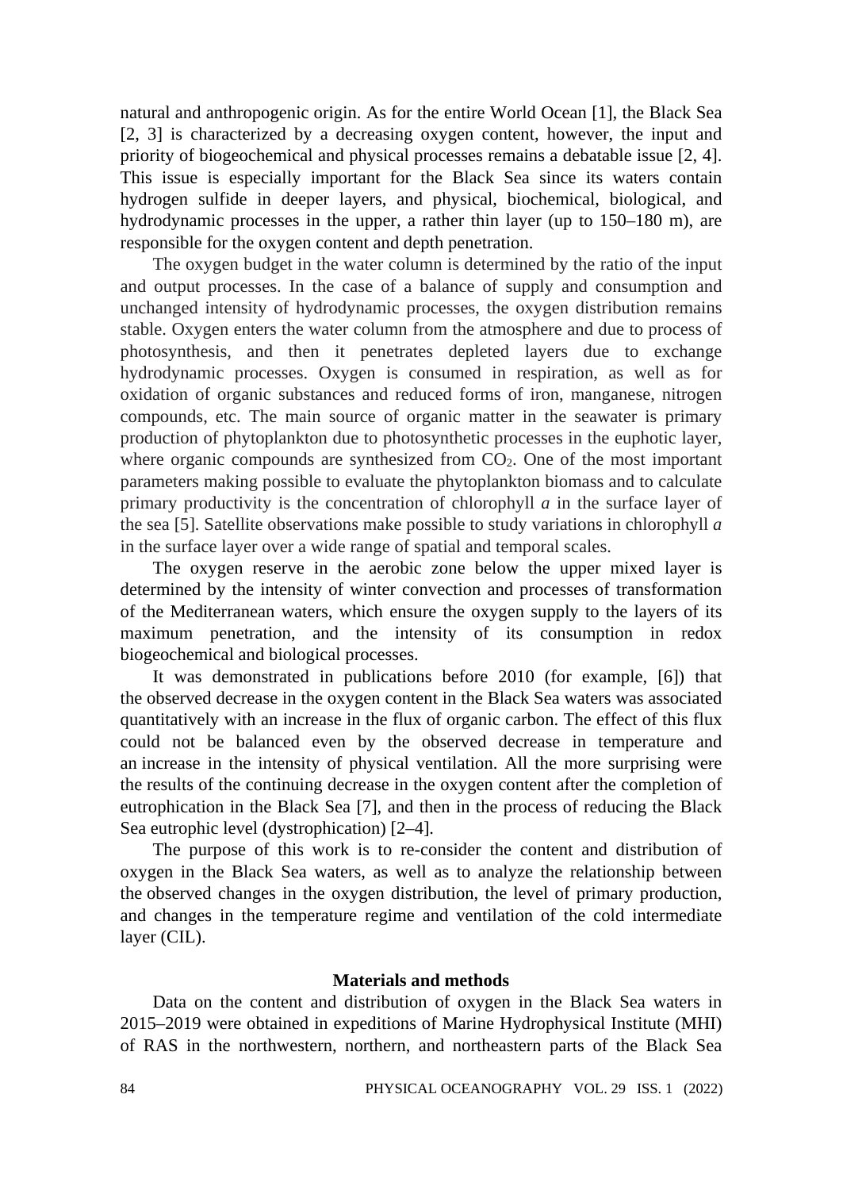natural and anthropogenic origin. As for the entire World Ocean [1], the Black Sea [2, 3] is characterized by a decreasing oxygen content, however, the input and priority of biogeochemical and physical processes remains a debatable issue [2, 4]. This issue is especially important for the Black Sea since its waters contain hydrogen sulfide in deeper layers, and physical, biochemical, biological, and hydrodynamic processes in the upper, a rather thin layer (up to 150–180 m), are responsible for the oxygen content and depth penetration.

The oxygen budget in the water column is determined by the ratio of the input and output processes. In the case of a balance of supply and consumption and unchanged intensity of hydrodynamic processes, the oxygen distribution remains stable. Oxygen enters the water column from the atmosphere and due to process of photosynthesis, and then it penetrates depleted layers due to exchange hydrodynamic processes. Oxygen is consumed in respiration, as well as for oxidation of organic substances and reduced forms of iron, manganese, nitrogen compounds, etc. The main source of organic matter in the seawater is primary production of phytoplankton due to photosynthetic processes in the euphotic layer, where organic compounds are synthesized from $CO_2$. One of the most important parameters making possible to evaluate the phytoplankton biomass and to calculate primary productivity is the concentration of chlorophyll *a* in the surface layer of the sea [5]. Satellite observations make possible to study variations in chlorophyll *a* in the surface layer over a wide range of spatial and temporal scales.

The oxygen reserve in the aerobic zone below the upper mixed layer is determined by the intensity of winter convection and processes of transformation of the Mediterranean waters, which ensure the oxygen supply to the layers of its maximum penetration, and the intensity of its consumption in redox biogeochemical and biological processes.

It was demonstrated in publications before 2010 (for example, [6]) that the observed decrease in the oxygen content in the Black Sea waters was associated quantitatively with an increase in the flux of organic carbon. The effect of this flux could not be balanced even by the observed decrease in temperature and an increase in the intensity of physical ventilation. All the more surprising were the results of the continuing decrease in the oxygen content after the completion of eutrophication in the Black Sea [7], and then in the process of reducing the Black Sea eutrophic level (dystrophication) [2–4].

The purpose of this work is to re-consider the content and distribution of oxygen in the Black Sea waters, as well as to analyze the relationship between the observed changes in the oxygen distribution, the level of primary production, and changes in the temperature regime and ventilation of the cold intermediate layer (CIL).

## Materials and methods

Data on the content and distribution of oxygen in the Black Sea waters in 2015–2019 were obtained in expeditions of Marine Hydrophysical Institute (MHI) of RAS in the northwestern, northern, and northeastern parts of the Black Sea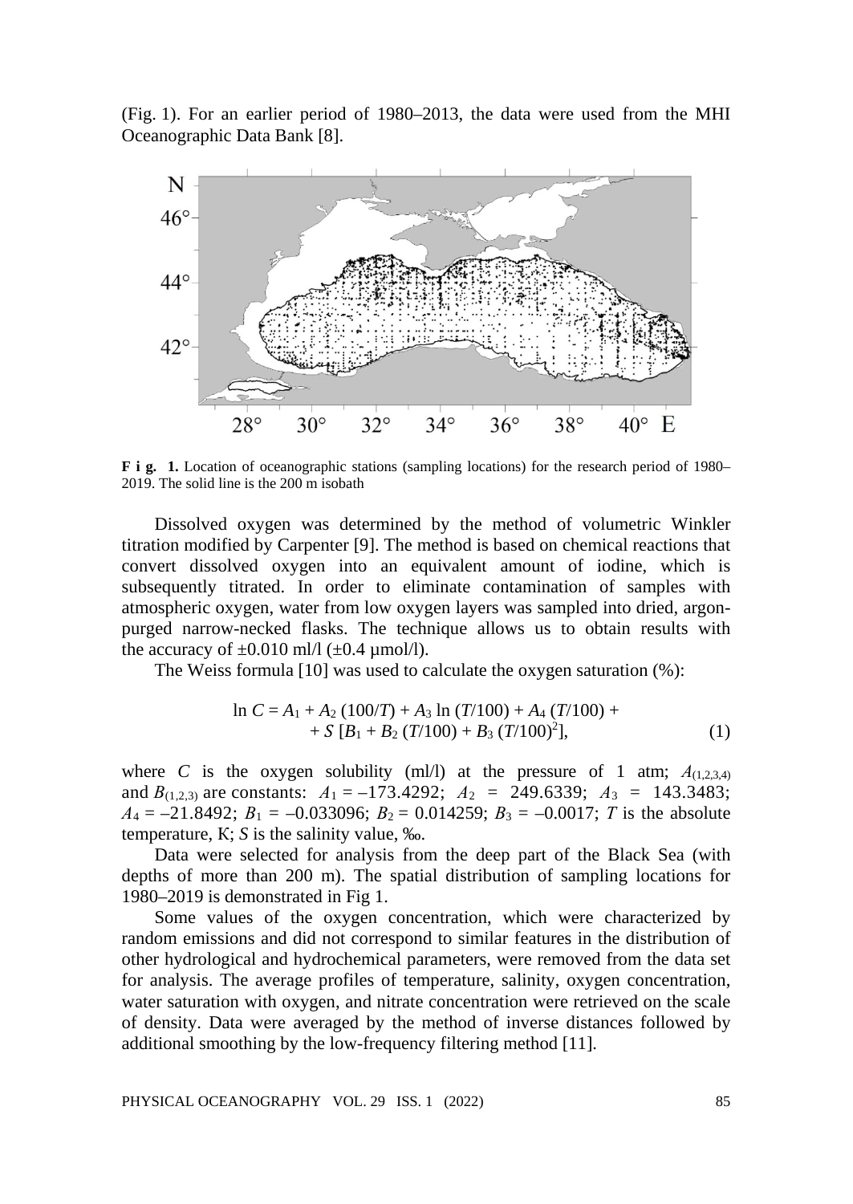(Fig. 1). For an earlier period of 1980–2013, the data were used from the MHI Oceanographic Data Bank [8].

**F i g. 1.** Location of oceanographic stations (sampling locations) for the research period of 1980–2019. The solid line is the 200 m isobath

Dissolved oxygen was determined by the method of volumetric Winkler titration modified by Carpenter [9]. The method is based on chemical reactions that convert dissolved oxygen into an equivalent amount of iodine, which is subsequently titrated. In order to eliminate contamination of samples with atmospheric oxygen, water from low oxygen layers was sampled into dried, argon-purged narrow-necked flasks. The technique allows us to obtain results with the accuracy of ±0.010 ml/l (±0.4 µmol/l).

The Weiss formula [10] was used to calculate the oxygen saturation (%):

$$\ln C = A_1 + A_2\,(100/T) + A_3 \ln (T/100) + A_4\,(T/100) + S\,[B_1 + B_2\,(T/100) + B_3\,(T/100)^2], \quad (1)$$

where $C$ is the oxygen solubility (ml/l) at the pressure of 1 atm; $A_{(1,2,3,4)}$ and $B_{(1,2,3)}$ are constants: $A_1 = -173.4292$; $A_2 = 249.6339$; $A_3 = 143.3483$; $A_4 = -21.8492$; $B_1 = -0.033096$; $B_2 = 0.014259$; $B_3 = -0.0017$; $T$ is the absolute temperature, K; $S$ is the salinity value, ‰.

Data were selected for analysis from the deep part of the Black Sea (with depths of more than 200 m). The spatial distribution of sampling locations for 1980–2019 is demonstrated in Fig 1.

Some values of the oxygen concentration, which were characterized by random emissions and did not correspond to similar features in the distribution of other hydrological and hydrochemical parameters, were removed from the data set for analysis. The average profiles of temperature, salinity, oxygen concentration, water saturation with oxygen, and nitrate concentration were retrieved on the scale of density. Data were averaged by the method of inverse distances followed by additional smoothing by the low-frequency filtering method [11].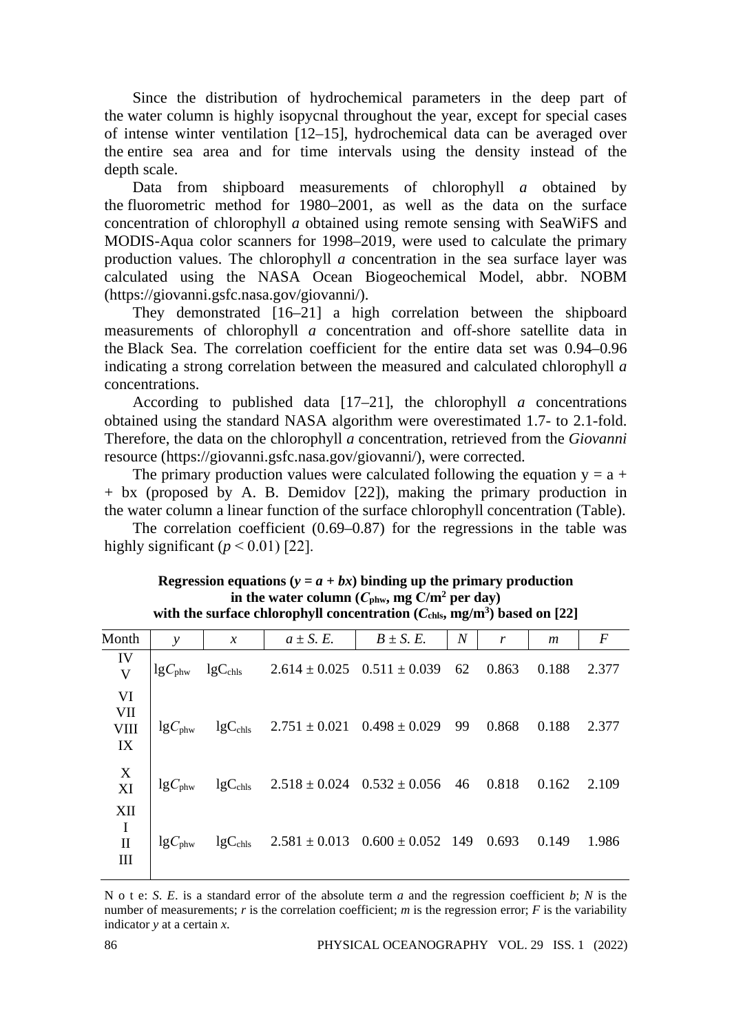Since the distribution of hydrochemical parameters in the deep part of the water column is highly isopycnal throughout the year, except for special cases of intense winter ventilation [12–15], hydrochemical data can be averaged over the entire sea area and for time intervals using the density instead of the depth scale.

Data from shipboard measurements of chlorophyll *a* obtained by the fluorometric method for 1980–2001, as well as the data on the surface concentration of chlorophyll *a* obtained using remote sensing with SeaWiFS and MODIS-Aqua color scanners for 1998–2019, were used to calculate the primary production values. The chlorophyll *a* concentration in the sea surface layer was calculated using the NASA Ocean Biogeochemical Model, abbr. NOBM (https://giovanni.gsfc.nasa.gov/giovanni/).

They demonstrated [16–21] a high correlation between the shipboard measurements of chlorophyll *a* concentration and off-shore satellite data in the Black Sea. The correlation coefficient for the entire data set was 0.94–0.96 indicating a strong correlation between the measured and calculated chlorophyll *a* concentrations.

According to published data [17–21], the chlorophyll *a* concentrations obtained using the standard NASA algorithm were overestimated 1.7- to 2.1-fold. Therefore, the data on the chlorophyll *a* concentration, retrieved from the *Giovanni* resource (https://giovanni.gsfc.nasa.gov/giovanni/), were corrected.

The primary production values were calculated following the equation $y = a + bx$ (proposed by A. B. Demidov [22]), making the primary production in the water column a linear function of the surface chlorophyll concentration (Table).

The correlation coefficient (0.69–0.87) for the regressions in the table was highly significant ($p < 0.01$) [22].

**Regression equations ($y = a + bx$) binding up the primary production in the water column ($C_{phw}$, mg C/m$^2$ per day) with the surface chlorophyll concentration ($C_{chls}$, mg/m$^3$) based on [22]**

| Month | $y$ | $x$ | $a \pm S.E.$ | $B \pm S.E.$ | $N$ | $r$ | $m$ | $F$ |
|---|---|---|---|---|---|---|---|---|
| IV, V | $\lg C_{phw}$ | $\lg C_{chls}$ | 2.614 ± 0.025 | 0.511 ± 0.039 | 62 | 0.863 | 0.188 | 2.377 |
| VI, VII, VIII, IX | $\lg C_{phw}$ | $\lg C_{chls}$ | 2.751 ± 0.021 | 0.498 ± 0.029 | 99 | 0.868 | 0.188 | 2.377 |
| X, XI | $\lg C_{phw}$ | $\lg C_{chls}$ | 2.518 ± 0.024 | 0.532 ± 0.056 | 46 | 0.818 | 0.162 | 2.109 |
| XII, I, II, III | $\lg C_{phw}$ | $\lg C_{chls}$ | 2.581 ± 0.013 | 0.600 ± 0.052 | 149 | 0.693 | 0.149 | 1.986 |

N o t e: *S. E.* is a standard error of the absolute term *a* and the regression coefficient *b*; *N* is the number of measurements; *r* is the correlation coefficient; *m* is the regression error; *F* is the variability indicator *y* at a certain *x*.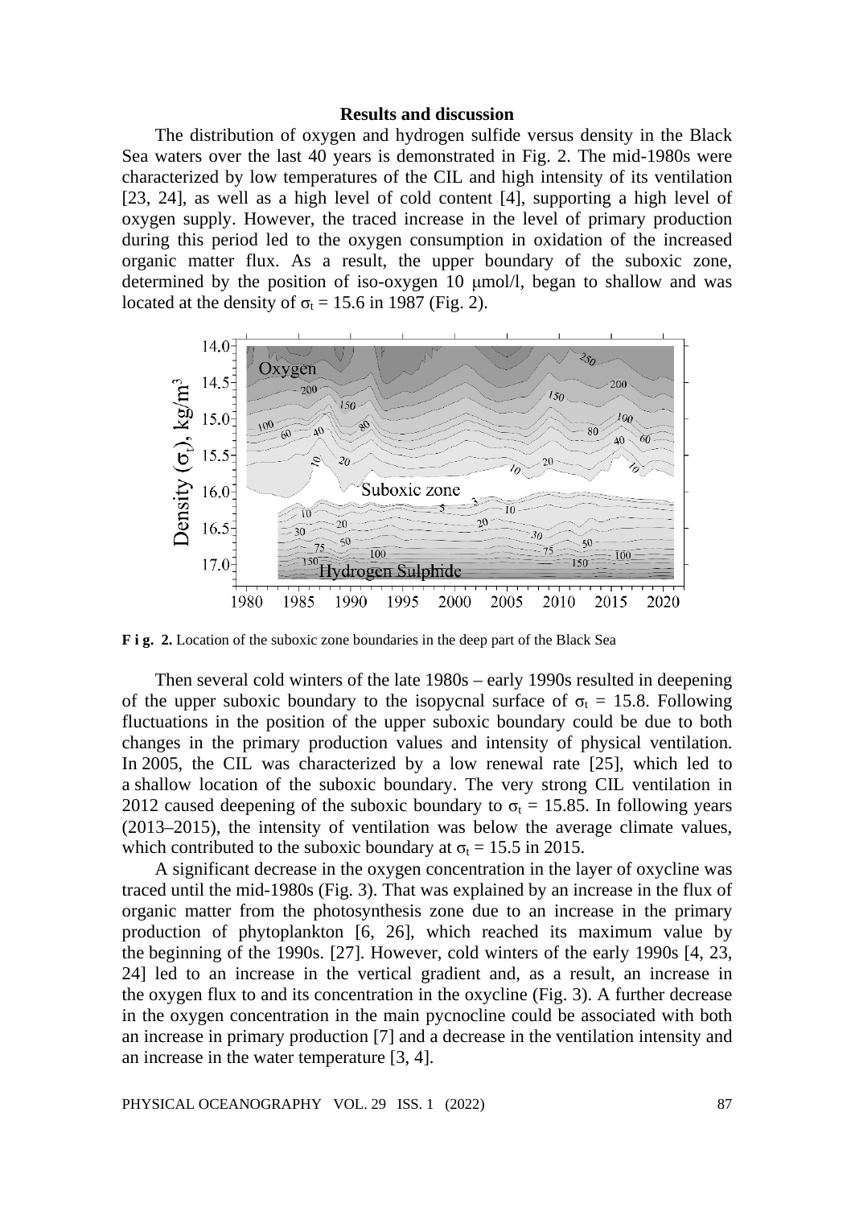## Results and discussion

The distribution of oxygen and hydrogen sulfide versus density in the Black Sea waters over the last 40 years is demonstrated in Fig. 2. The mid-1980s were characterized by low temperatures of the CIL and high intensity of its ventilation [23, 24], as well as a high level of cold content [4], supporting a high level of oxygen supply. However, the traced increase in the level of primary production during this period led to the oxygen consumption in oxidation of the increased organic matter flux. As a result, the upper boundary of the suboxic zone, determined by the position of iso-oxygen 10 μmol/l, began to shallow and was located at the density of $\sigma_t = 15.6$ in 1987 (Fig. 2).

**F i g. 2.** Location of the suboxic zone boundaries in the deep part of the Black Sea

Then several cold winters of the late 1980s – early 1990s resulted in deepening of the upper suboxic boundary to the isopycnal surface of $\sigma_t = 15.8$. Following fluctuations in the position of the upper suboxic boundary could be due to both changes in the primary production values and intensity of physical ventilation. In 2005, the CIL was characterized by a low renewal rate [25], which led to a shallow location of the suboxic boundary. The very strong CIL ventilation in 2012 caused deepening of the suboxic boundary to $\sigma_t = 15.85$. In following years (2013–2015), the intensity of ventilation was below the average climate values, which contributed to the suboxic boundary at $\sigma_t = 15.5$ in 2015.

A significant decrease in the oxygen concentration in the layer of oxycline was traced until the mid-1980s (Fig. 3). That was explained by an increase in the flux of organic matter from the photosynthesis zone due to an increase in the primary production of phytoplankton [6, 26], which reached its maximum value by the beginning of the 1990s. [27]. However, cold winters of the early 1990s [4, 23, 24] led to an increase in the vertical gradient and, as a result, an increase in the oxygen flux to and its concentration in the oxycline (Fig. 3). A further decrease in the oxygen concentration in the main pycnocline could be associated with both an increase in primary production [7] and a decrease in the ventilation intensity and an increase in the water temperature [3, 4].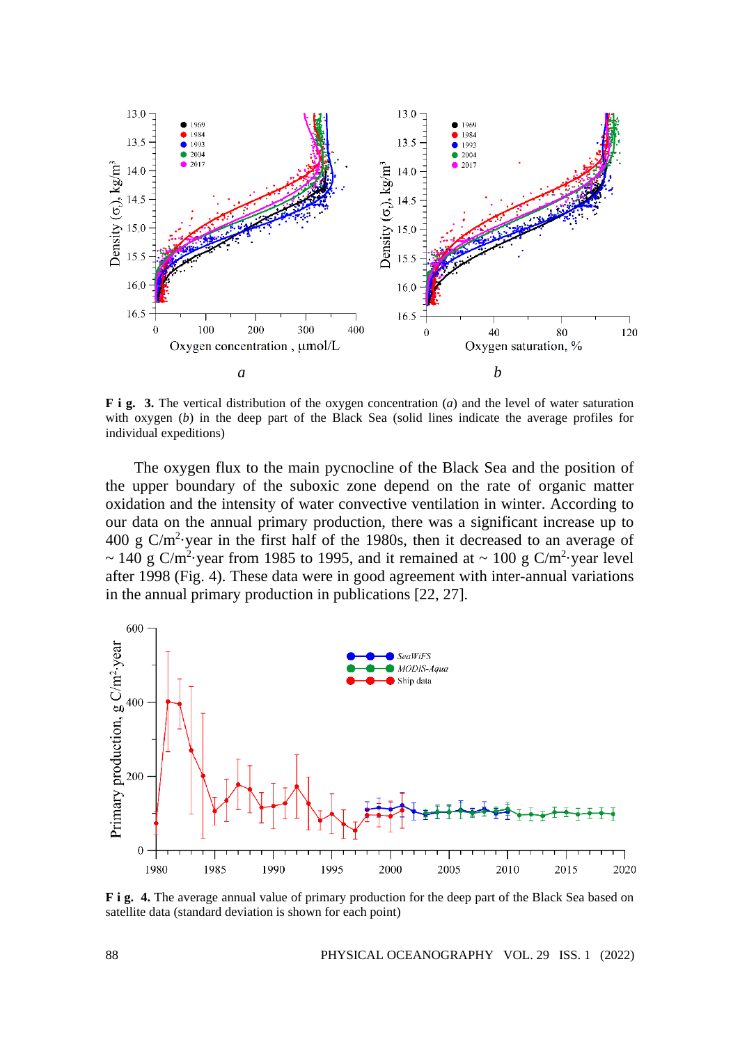**F i g. 3.** The vertical distribution of the oxygen concentration (*a*) and the level of water saturation with oxygen (*b*) in the deep part of the Black Sea (solid lines indicate the average profiles for individual expeditions)

The oxygen flux to the main pycnocline of the Black Sea and the position of the upper boundary of the suboxic zone depend on the rate of organic matter oxidation and the intensity of water convective ventilation in winter. According to our data on the annual primary production, there was a significant increase up to 400 g C/m$^2$·year in the first half of the 1980s, then it decreased to an average of ~ 140 g C/m$^2$·year from 1985 to 1995, and it remained at ~ 100 g C/m$^2$·year level after 1998 (Fig. 4). These data were in good agreement with inter-annual variations in the annual primary production in publications [22, 27].

**F i g. 4.** The average annual value of primary production for the deep part of the Black Sea based on satellite data (standard deviation is shown for each point)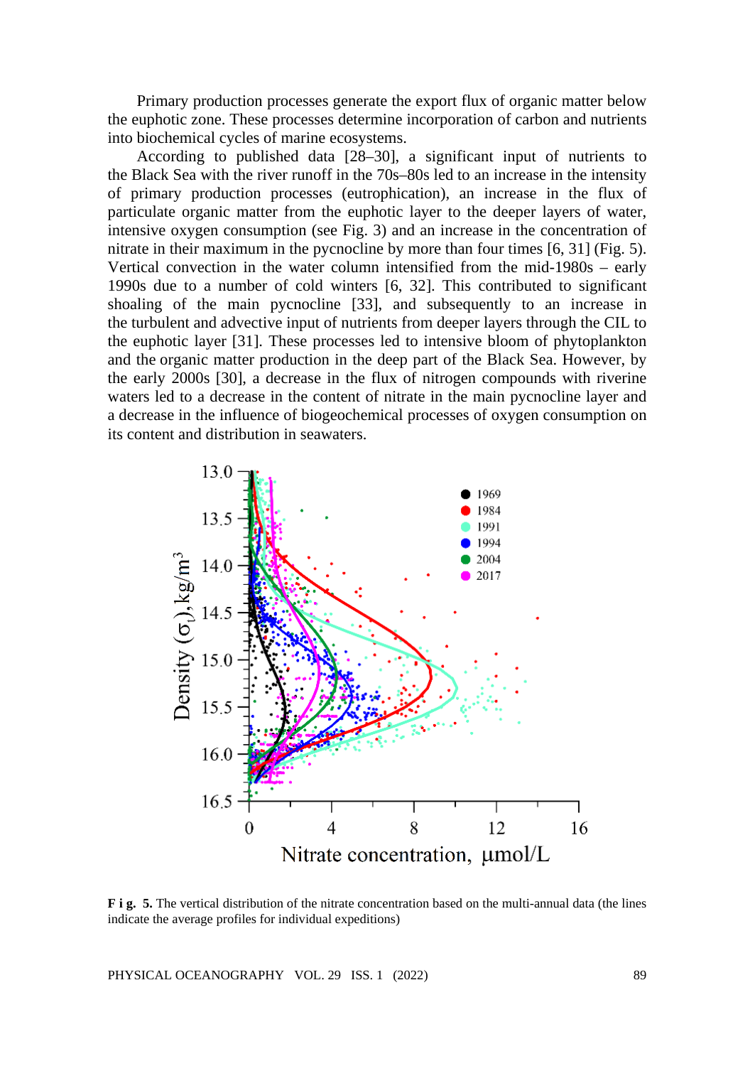Primary production processes generate the export flux of organic matter below the euphotic zone. These processes determine incorporation of carbon and nutrients into biochemical cycles of marine ecosystems.

According to published data [28–30], a significant input of nutrients to the Black Sea with the river runoff in the 70s–80s led to an increase in the intensity of primary production processes (eutrophication), an increase in the flux of particulate organic matter from the euphotic layer to the deeper layers of water, intensive oxygen consumption (see Fig. 3) and an increase in the concentration of nitrate in their maximum in the pycnocline by more than four times [6, 31] (Fig. 5). Vertical convection in the water column intensified from the mid-1980s – early 1990s due to a number of cold winters [6, 32]. This contributed to significant shoaling of the main pycnocline [33], and subsequently to an increase in the turbulent and advective input of nutrients from deeper layers through the CIL to the euphotic layer [31]. These processes led to intensive bloom of phytoplankton and the organic matter production in the deep part of the Black Sea. However, by the early 2000s [30], a decrease in the flux of nitrogen compounds with riverine waters led to a decrease in the content of nitrate in the main pycnocline layer and a decrease in the influence of biogeochemical processes of oxygen consumption on its content and distribution in seawaters.

**F i g. 5.** The vertical distribution of the nitrate concentration based on the multi-annual data (the lines indicate the average profiles for individual expeditions)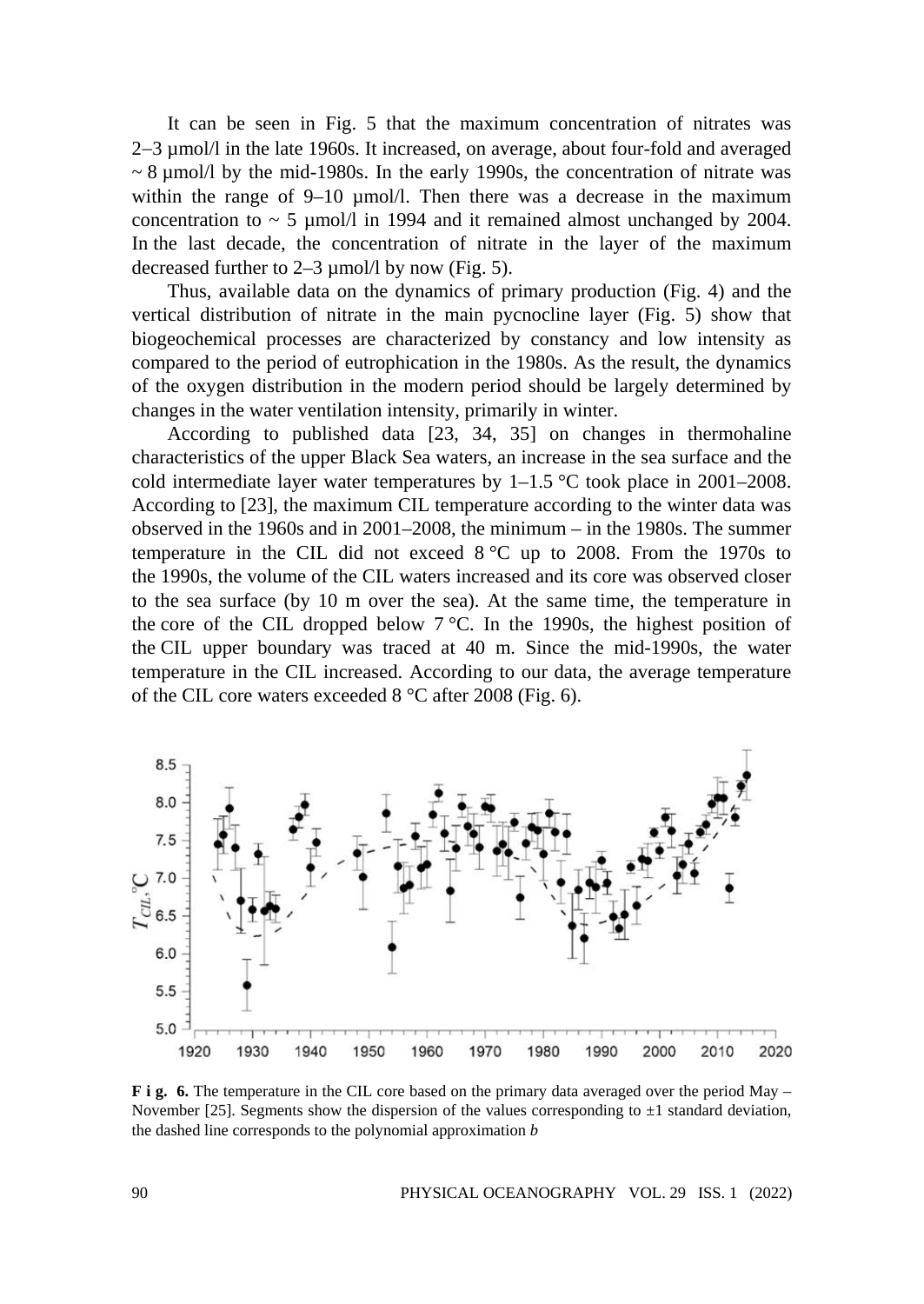It can be seen in Fig. 5 that the maximum concentration of nitrates was 2–3 μmol/l in the late 1960s. It increased, on average, about four-fold and averaged ~ 8 μmol/l by the mid-1980s. In the early 1990s, the concentration of nitrate was within the range of 9–10 μmol/l. Then there was a decrease in the maximum concentration to ~ 5 μmol/l in 1994 and it remained almost unchanged by 2004. In the last decade, the concentration of nitrate in the layer of the maximum decreased further to 2–3 μmol/l by now (Fig. 5).

Thus, available data on the dynamics of primary production (Fig. 4) and the vertical distribution of nitrate in the main pycnocline layer (Fig. 5) show that biogeochemical processes are characterized by constancy and low intensity as compared to the period of eutrophication in the 1980s. As the result, the dynamics of the oxygen distribution in the modern period should be largely determined by changes in the water ventilation intensity, primarily in winter.

According to published data [23, 34, 35] on changes in thermohaline characteristics of the upper Black Sea waters, an increase in the sea surface and the cold intermediate layer water temperatures by 1–1.5 °C took place in 2001–2008. According to [23], the maximum CIL temperature according to the winter data was observed in the 1960s and in 2001–2008, the minimum – in the 1980s. The summer temperature in the CIL did not exceed 8 °C up to 2008. From the 1970s to the 1990s, the volume of the CIL waters increased and its core was observed closer to the sea surface (by 10 m over the sea). At the same time, the temperature in the core of the CIL dropped below 7 °C. In the 1990s, the highest position of the CIL upper boundary was traced at 40 m. Since the mid-1990s, the water temperature in the CIL increased. According to our data, the average temperature of the CIL core waters exceeded 8 °C after 2008 (Fig. 6).

**F i g. 6.** The temperature in the CIL core based on the primary data averaged over the period May – November [25]. Segments show the dispersion of the values corresponding to ±1 standard deviation, the dashed line corresponds to the polynomial approximation *b*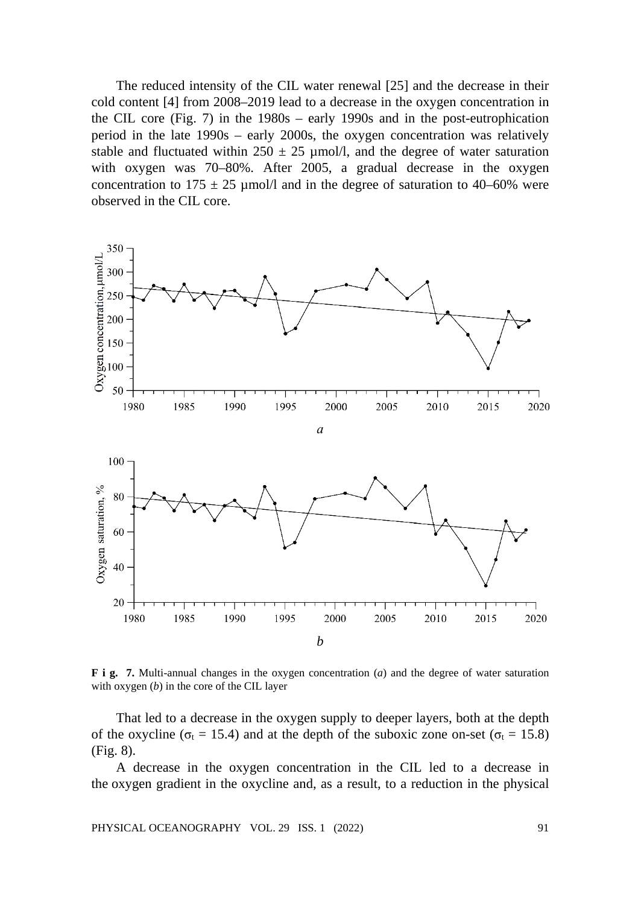The reduced intensity of the CIL water renewal [25] and the decrease in their cold content [4] from 2008–2019 lead to a decrease in the oxygen concentration in the CIL core (Fig. 7) in the 1980s – early 1990s and in the post-eutrophication period in the late 1990s – early 2000s, the oxygen concentration was relatively stable and fluctuated within 250 ± 25 µmol/l, and the degree of water saturation with oxygen was 70–80%. After 2005, a gradual decrease in the oxygen concentration to 175 ± 25 µmol/l and in the degree of saturation to 40–60% were observed in the CIL core.

*a*

*b*

**F i g. 7.** Multi-annual changes in the oxygen concentration (*a*) and the degree of water saturation with oxygen (*b*) in the core of the CIL layer

That led to a decrease in the oxygen supply to deeper layers, both at the depth of the oxycline ($\sigma_t$ = 15.4) and at the depth of the suboxic zone on-set ($\sigma_t$ = 15.8) (Fig. 8).

A decrease in the oxygen concentration in the CIL led to a decrease in the oxygen gradient in the oxycline and, as a result, to a reduction in the physical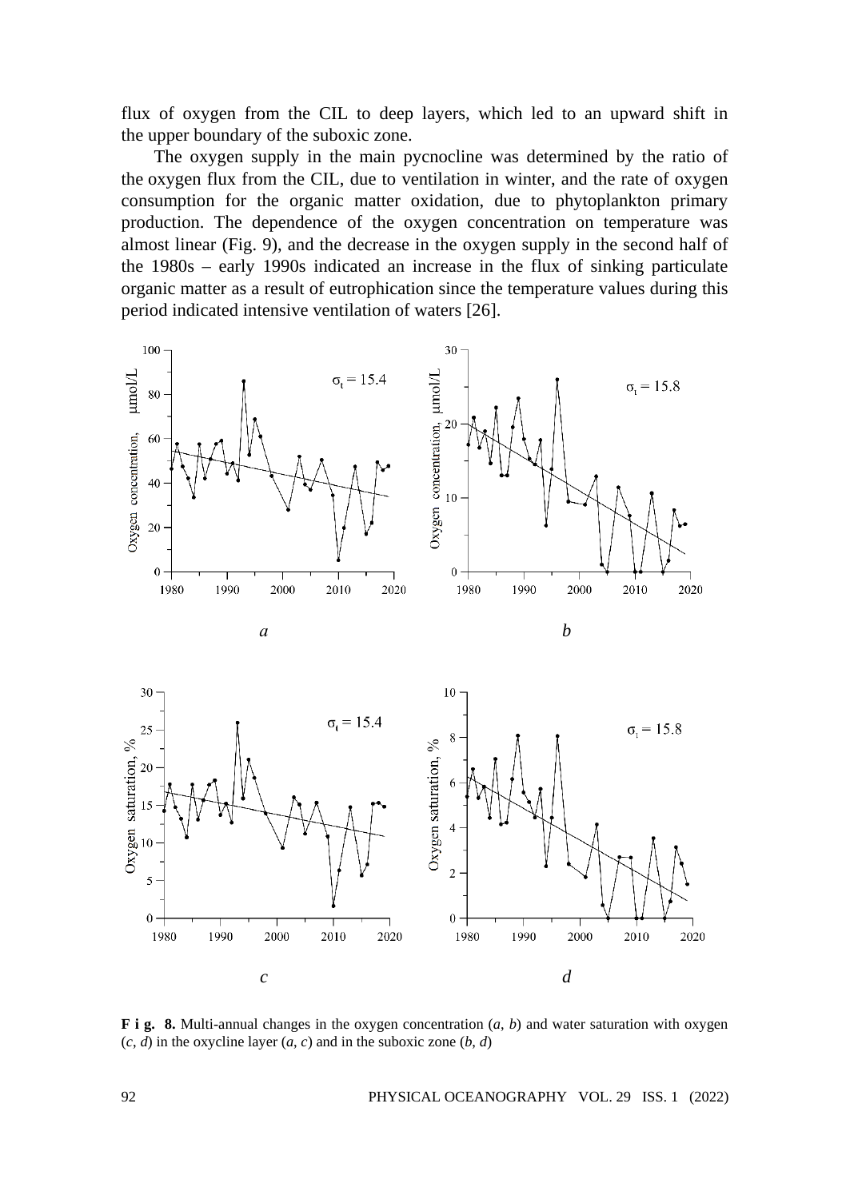flux of oxygen from the CIL to deep layers, which led to an upward shift in the upper boundary of the suboxic zone.

The oxygen supply in the main pycnocline was determined by the ratio of the oxygen flux from the CIL, due to ventilation in winter, and the rate of oxygen consumption for the organic matter oxidation, due to phytoplankton primary production. The dependence of the oxygen concentration on temperature was almost linear (Fig. 9), and the decrease in the oxygen supply in the second half of the 1980s – early 1990s indicated an increase in the flux of sinking particulate organic matter as a result of eutrophication since the temperature values during this period indicated intensive ventilation of waters [26].

**F i g. 8.** Multi-annual changes in the oxygen concentration (*a*, *b*) and water saturation with oxygen (*c*, *d*) in the oxycline layer (*a*, *c*) and in the suboxic zone (*b*, *d*)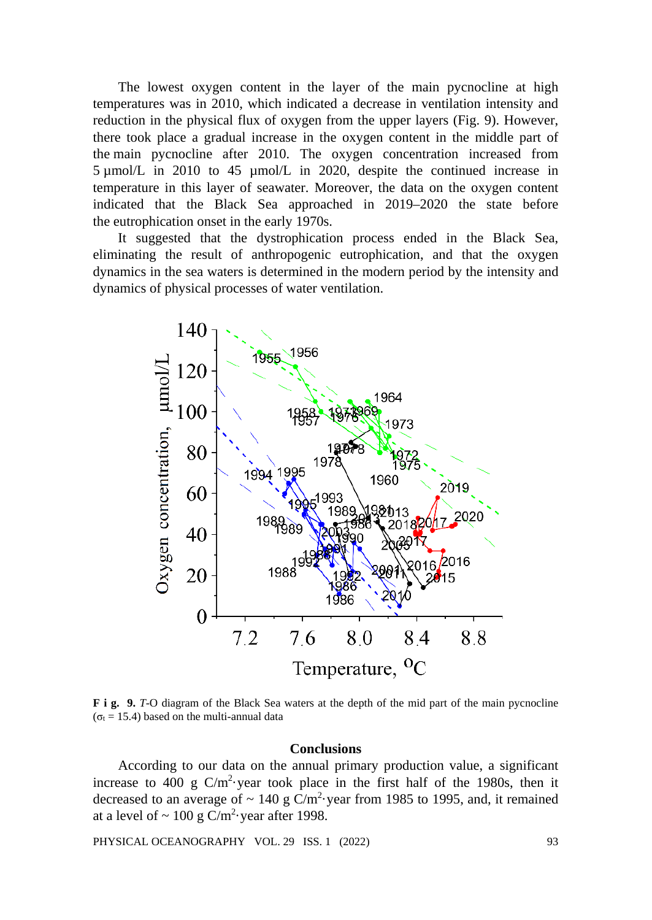The lowest oxygen content in the layer of the main pycnocline at high temperatures was in 2010, which indicated a decrease in ventilation intensity and reduction in the physical flux of oxygen from the upper layers (Fig. 9). However, there took place a gradual increase in the oxygen content in the middle part of the main pycnocline after 2010. The oxygen concentration increased from 5 μmol/L in 2010 to 45 μmol/L in 2020, despite the continued increase in temperature in this layer of seawater. Moreover, the data on the oxygen content indicated that the Black Sea approached in 2019–2020 the state before the eutrophication onset in the early 1970s.

It suggested that the dystrophication process ended in the Black Sea, eliminating the result of anthropogenic eutrophication, and that the oxygen dynamics in the sea waters is determined in the modern period by the intensity and dynamics of physical processes of water ventilation.

**F i g. 9.** *T*-O diagram of the Black Sea waters at the depth of the mid part of the main pycnocline ($\sigma_t$ = 15.4) based on the multi-annual data

## Conclusions

According to our data on the annual primary production value, a significant increase to 400 g C/m$^2$·year took place in the first half of the 1980s, then it decreased to an average of ~ 140 g C/m$^2$·year from 1985 to 1995, and, it remained at a level of ~ 100 g C/m$^2$·year after 1998.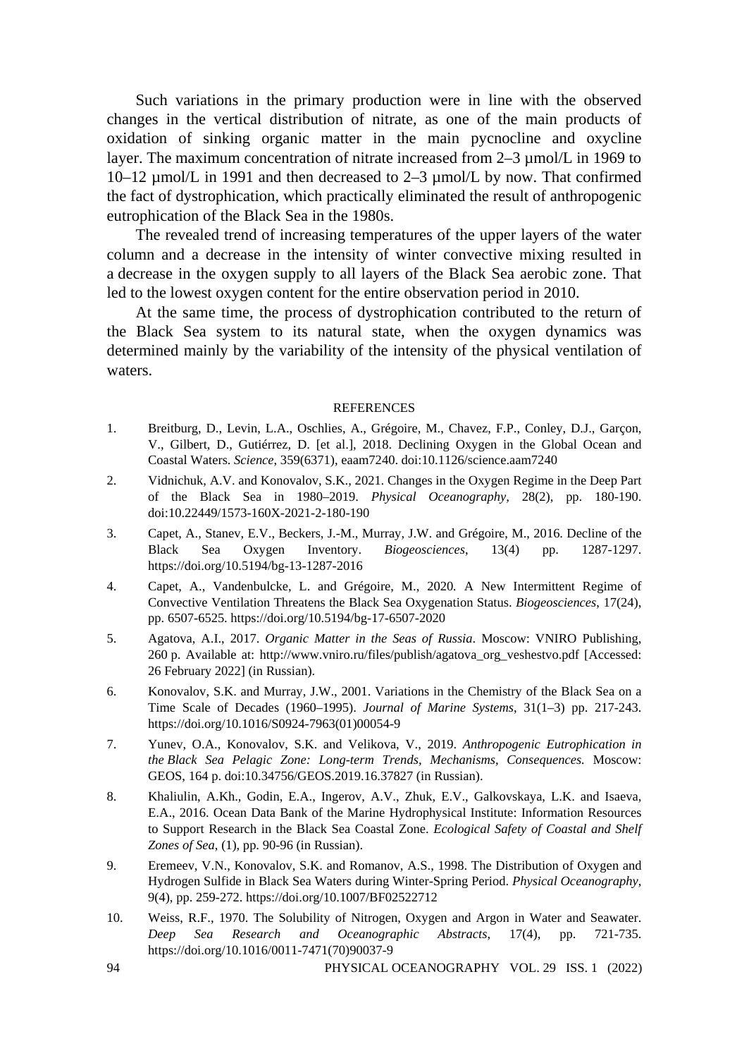Such variations in the primary production were in line with the observed changes in the vertical distribution of nitrate, as one of the main products of oxidation of sinking organic matter in the main pycnocline and oxycline layer. The maximum concentration of nitrate increased from 2–3 μmol/L in 1969 to 10–12 μmol/L in 1991 and then decreased to 2–3 μmol/L by now. That confirmed the fact of dystrophication, which practically eliminated the result of anthropogenic eutrophication of the Black Sea in the 1980s.

The revealed trend of increasing temperatures of the upper layers of the water column and a decrease in the intensity of winter convective mixing resulted in a decrease in the oxygen supply to all layers of the Black Sea aerobic zone. That led to the lowest oxygen content for the entire observation period in 2010.

At the same time, the process of dystrophication contributed to the return of the Black Sea system to its natural state, when the oxygen dynamics was determined mainly by the variability of the intensity of the physical ventilation of waters.

## REFERENCES

1. Breitburg, D., Levin, L.A., Oschlies, A., Grégoire, M., Chavez, F.P., Conley, D.J., Garçon, V., Gilbert, D., Gutiérrez, D. [et al.], 2018. Declining Oxygen in the Global Ocean and Coastal Waters. *Science*, 359(6371), eaam7240. doi:10.1126/science.aam7240
2. Vidnichuk, A.V. and Konovalov, S.K., 2021. Changes in the Oxygen Regime in the Deep Part of the Black Sea in 1980–2019. *Physical Oceanography*, 28(2), pp. 180-190. doi:10.22449/1573-160X-2021-2-180-190
3. Capet, A., Stanev, E.V., Beckers, J.-M., Murray, J.W. and Grégoire, M., 2016. Decline of the Black Sea Oxygen Inventory. *Biogeosciences*, 13(4) pp. 1287-1297. https://doi.org/10.5194/bg-13-1287-2016
4. Capet, A., Vandenbulcke, L. and Grégoire, M., 2020. A New Intermittent Regime of Convective Ventilation Threatens the Black Sea Oxygenation Status. *Biogeosciences*, 17(24), pp. 6507-6525. https://doi.org/10.5194/bg-17-6507-2020
5. Agatova, A.I., 2017. *Organic Matter in the Seas of Russia*. Moscow: VNIRO Publishing, 260 p. Available at: http://www.vniro.ru/files/publish/agatova_org_veshestvo.pdf [Accessed: 26 February 2022] (in Russian).
6. Konovalov, S.K. and Murray, J.W., 2001. Variations in the Chemistry of the Black Sea on a Time Scale of Decades (1960–1995). *Journal of Marine Systems*, 31(1–3) pp. 217-243. https://doi.org/10.1016/S0924-7963(01)00054-9
7. Yunev, O.A., Konovalov, S.K. and Velikova, V., 2019. *Anthropogenic Eutrophication in the Black Sea Pelagic Zone: Long-term Trends, Mechanisms, Consequences.* Moscow: GEOS, 164 p. doi:10.34756/GEOS.2019.16.37827 (in Russian).
8. Khaliulin, A.Kh., Godin, E.A., Ingerov, A.V., Zhuk, E.V., Galkovskaya, L.K. and Isaeva, E.A., 2016. Ocean Data Bank of the Marine Hydrophysical Institute: Information Resources to Support Research in the Black Sea Coastal Zone. *Ecological Safety of Coastal and Shelf Zones of Sea*, (1), pp. 90-96 (in Russian).
9. Eremeev, V.N., Konovalov, S.K. and Romanov, A.S., 1998. The Distribution of Oxygen and Hydrogen Sulfide in Black Sea Waters during Winter-Spring Period. *Physical Oceanography*, 9(4), pp. 259-272. https://doi.org/10.1007/BF02522712
10. Weiss, R.F., 1970. The Solubility of Nitrogen, Oxygen and Argon in Water and Seawater. *Deep Sea Research and Oceanographic Abstracts*, 17(4), pp. 721-735. https://doi.org/10.1016/0011-7471(70)90037-9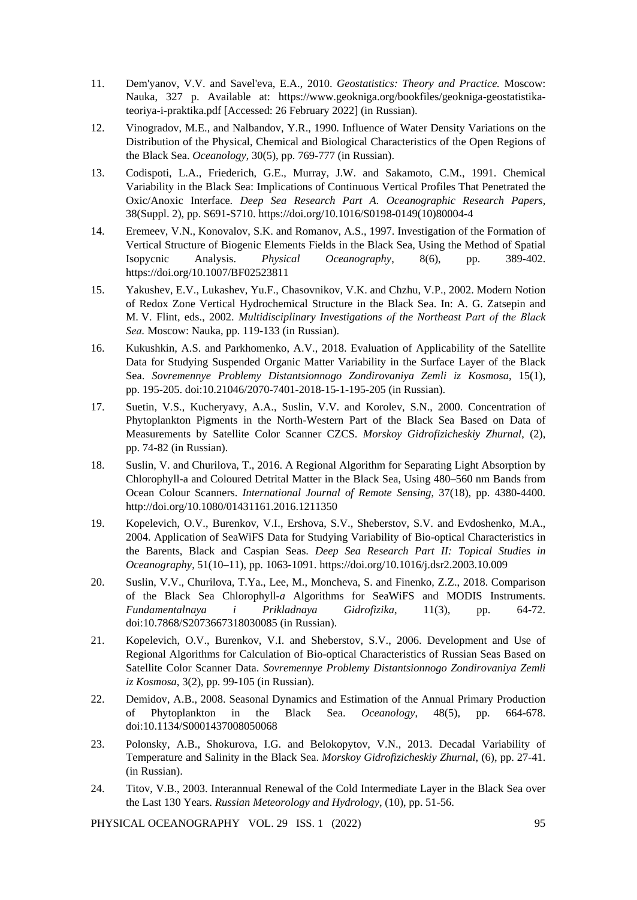11. Dem'yanov, V.V. and Savel'eva, E.A., 2010. *Geostatistics: Theory and Practice.* Moscow: Nauka, 327 p. Available at: https://www.geokniga.org/bookfiles/geokniga-geostatistika-teoriya-i-praktika.pdf [Accessed: 26 February 2022] (in Russian).

12. Vinogradov, M.E., and Nalbandov, Y.R., 1990. Influence of Water Density Variations on the Distribution of the Physical, Chemical and Biological Characteristics of the Open Regions of the Black Sea. *Oceanology*, 30(5), pp. 769-777 (in Russian).

13. Codispoti, L.A., Friederich, G.E., Murray, J.W. and Sakamoto, C.M., 1991. Chemical Variability in the Black Sea: Implications of Continuous Vertical Profiles That Penetrated the Oxic/Anoxic Interface. *Deep Sea Research Part A. Oceanographic Research Papers*, 38(Suppl. 2), pp. S691-S710. https://doi.org/10.1016/S0198-0149(10)80004-4

14. Eremeev, V.N., Konovalov, S.K. and Romanov, A.S., 1997. Investigation of the Formation of Vertical Structure of Biogenic Elements Fields in the Black Sea, Using the Method of Spatial Isopycnic Analysis. *Physical Oceanography*, 8(6), pp. 389-402. https://doi.org/10.1007/BF02523811

15. Yakushev, E.V., Lukashev, Yu.F., Chasovnikov, V.K. and Chzhu, V.P., 2002. Modern Notion of Redox Zone Vertical Hydrochemical Structure in the Black Sea. In: A. G. Zatsepin and M. V. Flint, eds., 2002. *Multidisciplinary Investigations of the Northeast Part of the Black Sea.* Moscow: Nauka, pp. 119-133 (in Russian).

16. Kukushkin, A.S. and Parkhomenko, A.V., 2018. Evaluation of Applicability of the Satellite Data for Studying Suspended Organic Matter Variability in the Surface Layer of the Black Sea. *Sovremennye Problemy Distantsionnogo Zondirovaniya Zemli iz Kosmosa*, 15(1), pp. 195-205. doi:10.21046/2070-7401-2018-15-1-195-205 (in Russian).

17. Suetin, V.S., Kucheryavy, A.A., Suslin, V.V. and Korolev, S.N., 2000. Concentration of Phytoplankton Pigments in the North-Western Part of the Black Sea Based on Data of Measurements by Satellite Color Scanner CZCS. *Morskoy Gidrofizicheskiy Zhurnal*, (2), pp. 74-82 (in Russian).

18. Suslin, V. and Churilova, T., 2016. A Regional Algorithm for Separating Light Absorption by Chlorophyll-a and Coloured Detrital Matter in the Black Sea, Using 480–560 nm Bands from Ocean Colour Scanners. *International Journal of Remote Sensing*, 37(18), pp. 4380-4400. http://doi.org/10.1080/01431161.2016.1211350

19. Kopelevich, O.V., Burenkov, V.I., Ershova, S.V., Sheberstov, S.V. and Evdoshenko, M.A., 2004. Application of SeaWiFS Data for Studying Variability of Bio-optical Characteristics in the Barents, Black and Caspian Seas. *Deep Sea Research Part II: Topical Studies in Oceanography*, 51(10–11), pp. 1063-1091. https://doi.org/10.1016/j.dsr2.2003.10.009

20. Suslin, V.V., Churilova, T.Ya., Lee, M., Moncheva, S. and Finenko, Z.Z., 2018. Comparison of the Black Sea Chlorophyll-*a* Algorithms for SeaWiFS and MODIS Instruments. *Fundamentalnaya i Prikladnaya Gidrofizika*, 11(3), pp. 64-72. doi:10.7868/S2073667318030085 (in Russian).

21. Kopelevich, O.V., Burenkov, V.I. and Sheberstov, S.V., 2006. Development and Use of Regional Algorithms for Calculation of Bio-optical Characteristics of Russian Seas Based on Satellite Color Scanner Data. *Sovremennye Problemy Distantsionnogo Zondirovaniya Zemli iz Kosmosa*, 3(2), pp. 99-105 (in Russian).

22. Demidov, A.B., 2008. Seasonal Dynamics and Estimation of the Annual Primary Production of Phytoplankton in the Black Sea. *Oceanology*, 48(5), pp. 664-678. doi:10.1134/S0001437008050068

23. Polonsky, A.B., Shokurova, I.G. and Belokopytov, V.N., 2013. Decadal Variability of Temperature and Salinity in the Black Sea. *Morskoy Gidrofizicheskiy Zhurnal*, (6), pp. 27-41. (in Russian).

24. Titov, V.B., 2003. Interannual Renewal of the Cold Intermediate Layer in the Black Sea over the Last 130 Years. *Russian Meteorology and Hydrology*, (10), pp. 51-56.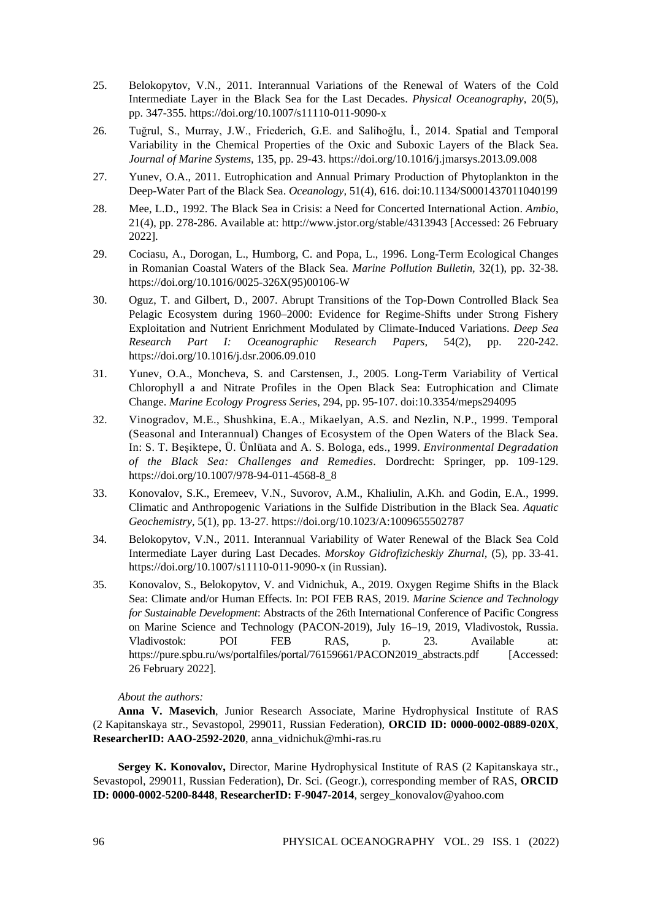25. Belokopytov, V.N., 2011. Interannual Variations of the Renewal of Waters of the Cold Intermediate Layer in the Black Sea for the Last Decades. *Physical Oceanography*, 20(5), pp. 347-355. https://doi.org/10.1007/s11110-011-9090-x

26. Tuğrul, S., Murray, J.W., Friederich, G.E. and Salihoğlu, İ., 2014. Spatial and Temporal Variability in the Chemical Properties of the Oxic and Suboxic Layers of the Black Sea. *Journal of Marine Systems*, 135, pp. 29-43. https://doi.org/10.1016/j.jmarsys.2013.09.008

27. Yunev, O.A., 2011. Eutrophication and Annual Primary Production of Phytoplankton in the Deep-Water Part of the Black Sea. *Oceanology*, 51(4), 616. doi:10.1134/S0001437011040199

28. Mee, L.D., 1992. The Black Sea in Crisis: a Need for Concerted International Action. *Ambio*, 21(4), pp. 278-286. Available at: http://www.jstor.org/stable/4313943 [Accessed: 26 February 2022].

29. Cociasu, A., Dorogan, L., Humborg, C. and Popa, L., 1996. Long-Term Ecological Changes in Romanian Coastal Waters of the Black Sea. *Marine Pollution Bulletin*, 32(1), pp. 32-38. https://doi.org/10.1016/0025-326X(95)00106-W

30. Oguz, T. and Gilbert, D., 2007. Abrupt Transitions of the Top-Down Controlled Black Sea Pelagic Ecosystem during 1960–2000: Evidence for Regime-Shifts under Strong Fishery Exploitation and Nutrient Enrichment Modulated by Climate-Induced Variations. *Deep Sea Research Part I: Oceanographic Research Papers*, 54(2), pp. 220-242. https://doi.org/10.1016/j.dsr.2006.09.010

31. Yunev, O.A., Moncheva, S. and Carstensen, J., 2005. Long-Term Variability of Vertical Chlorophyll a and Nitrate Profiles in the Open Black Sea: Eutrophication and Climate Change. *Marine Ecology Progress Series*, 294, pp. 95-107. doi:10.3354/meps294095

32. Vinogradov, M.E., Shushkina, E.A., Mikaelyan, A.S. and Nezlin, N.P., 1999. Temporal (Seasonal and Interannual) Changes of Ecosystem of the Open Waters of the Black Sea. In: S. T. Beşiktepe, Ü. Ünlüata and A. S. Bologa, eds., 1999. *Environmental Degradation of the Black Sea: Challenges and Remedies*. Dordrecht: Springer, pp. 109-129. https://doi.org/10.1007/978-94-011-4568-8_8

33. Konovalov, S.K., Eremeev, V.N., Suvorov, A.M., Khaliulin, A.Kh. and Godin, E.A., 1999. Climatic and Anthropogenic Variations in the Sulfide Distribution in the Black Sea. *Aquatic Geochemistry*, 5(1), pp. 13-27. https://doi.org/10.1023/A:1009655502787

34. Belokopytov, V.N., 2011. Interannual Variability of Water Renewal of the Black Sea Cold Intermediate Layer during Last Decades. *Morskoy Gidrofizicheskiy Zhurnal*, (5), pp. 33-41. https://doi.org/10.1007/s11110-011-9090-x (in Russian).

35. Konovalov, S., Belokopytov, V. and Vidnichuk, A., 2019. Oxygen Regime Shifts in the Black Sea: Climate and/or Human Effects. In: POI FEB RAS, 2019. *Marine Science and Technology for Sustainable Development*: Abstracts of the 26th International Conference of Pacific Congress on Marine Science and Technology (PACON-2019), July 16–19, 2019, Vladivostok, Russia. Vladivostok: POI FEB RAS, p. 23. Available at: https://pure.spbu.ru/ws/portalfiles/portal/76159661/PACON2019_abstracts.pdf [Accessed: 26 February 2022].

*About the authors:*

**Anna V. Masevich**, Junior Research Associate, Marine Hydrophysical Institute of RAS (2 Kapitanskaya str., Sevastopol, 299011, Russian Federation), **ORCID ID: 0000-0002-0889-020X**, **ResearcherID: AAO-2592-2020**, anna_vidnichuk@mhi-ras.ru

**Sergey K. Konovalov,** Director, Marine Hydrophysical Institute of RAS (2 Kapitanskaya str., Sevastopol, 299011, Russian Federation), Dr. Sci. (Geogr.), corresponding member of RAS, **ORCID ID: 0000-0002-5200-8448**, **ResearcherID: F-9047-2014**, sergey_konovalov@yahoo.com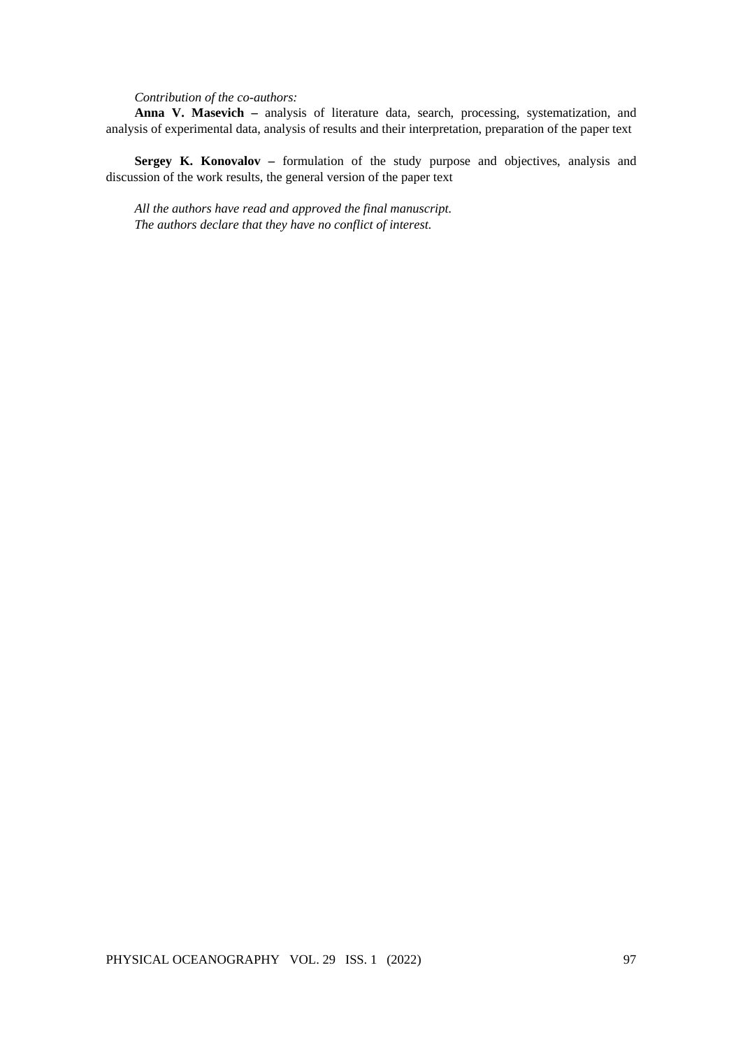*Contribution of the co-authors:*

**Anna V. Masevich –** analysis of literature data, search, processing, systematization, and analysis of experimental data, analysis of results and their interpretation, preparation of the paper text

**Sergey K. Konovalov –** formulation of the study purpose and objectives, analysis and discussion of the work results, the general version of the paper text

*All the authors have read and approved the final manuscript.*
*The authors declare that they have no conflict of interest.*